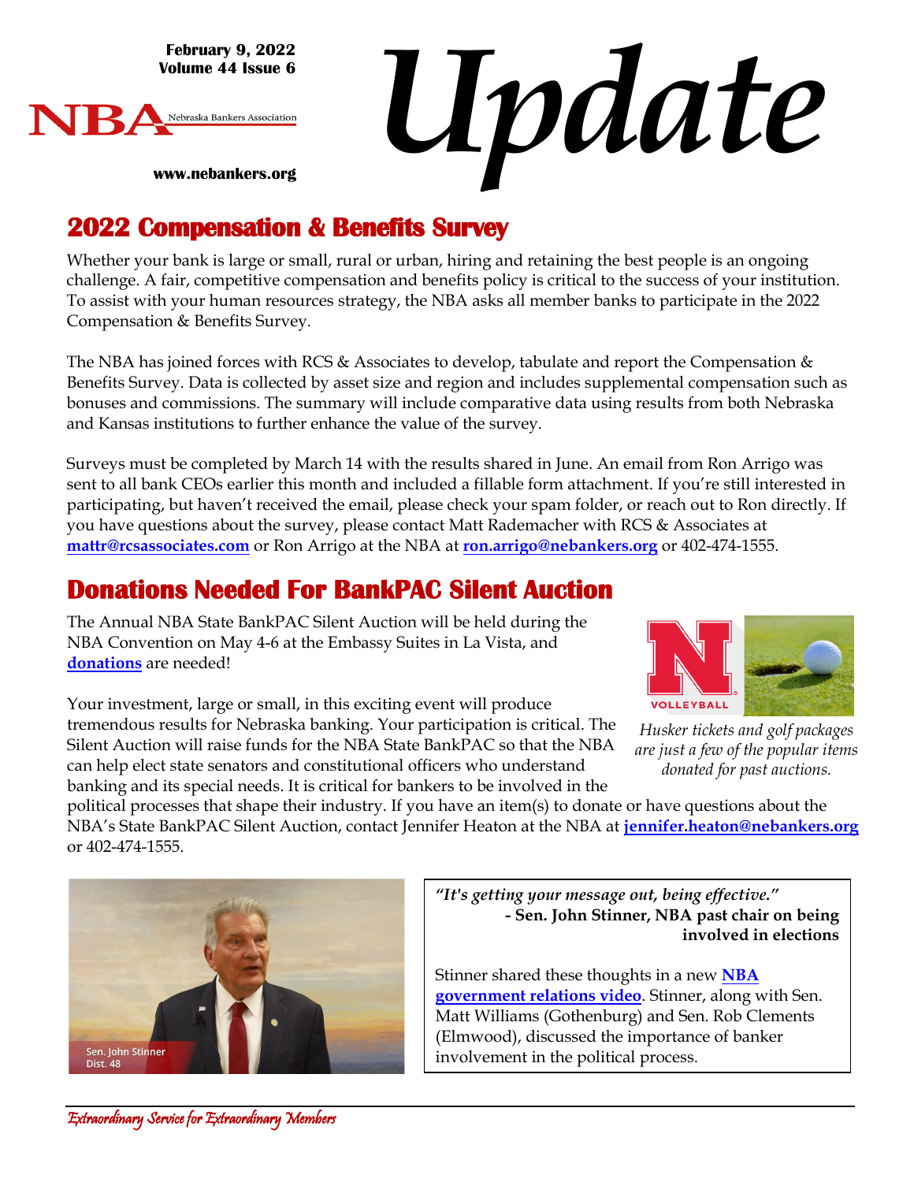February 9, 2022
Volume 44 Issue 6

NBA Nebraska Bankers Association

www.nebankers.org

# Update

## 2022 Compensation & Benefits Survey

Whether your bank is large or small, rural or urban, hiring and retaining the best people is an ongoing challenge. A fair, competitive compensation and benefits policy is critical to the success of your institution. To assist with your human resources strategy, the NBA asks all member banks to participate in the 2022 Compensation & Benefits Survey.

The NBA has joined forces with RCS & Associates to develop, tabulate and report the Compensation & Benefits Survey. Data is collected by asset size and region and includes supplemental compensation such as bonuses and commissions. The summary will include comparative data using results from both Nebraska and Kansas institutions to further enhance the value of the survey.

Surveys must be completed by March 14 with the results shared in June. An email from Ron Arrigo was sent to all bank CEOs earlier this month and included a fillable form attachment. If you're still interested in participating, but haven't received the email, please check your spam folder, or reach out to Ron directly. If you have questions about the survey, please contact Matt Rademacher with RCS & Associates at **mattr@rcsassociates.com** or Ron Arrigo at the NBA at **ron.arrigo@nebankers.org** or 402-474-1555.

## Donations Needed For BankPAC Silent Auction

The Annual NBA State BankPAC Silent Auction will be held during the NBA Convention on May 4-6 at the Embassy Suites in La Vista, and **donations** are needed!

Your investment, large or small, in this exciting event will produce tremendous results for Nebraska banking. Your participation is critical. The Silent Auction will raise funds for the NBA State BankPAC so that the NBA can help elect state senators and constitutional officers who understand banking and its special needs. It is critical for bankers to be involved in the political processes that shape their industry. If you have an item(s) to donate or have questions about the NBA's State BankPAC Silent Auction, contact Jennifer Heaton at the NBA at **jennifer.heaton@nebankers.org** or 402-474-1555.

*Husker tickets and golf packages are just a few of the popular items donated for past auctions.*

Sen. John Stinner
Dist. 48

*"It's getting your message out, being effective."*
**- Sen. John Stinner, NBA past chair on being involved in elections**

Stinner shared these thoughts in a new **NBA government relations video**. Stinner, along with Sen. Matt Williams (Gothenburg) and Sen. Rob Clements (Elmwood), discussed the importance of banker involvement in the political process.

*Extraordinary Service for Extraordinary Members*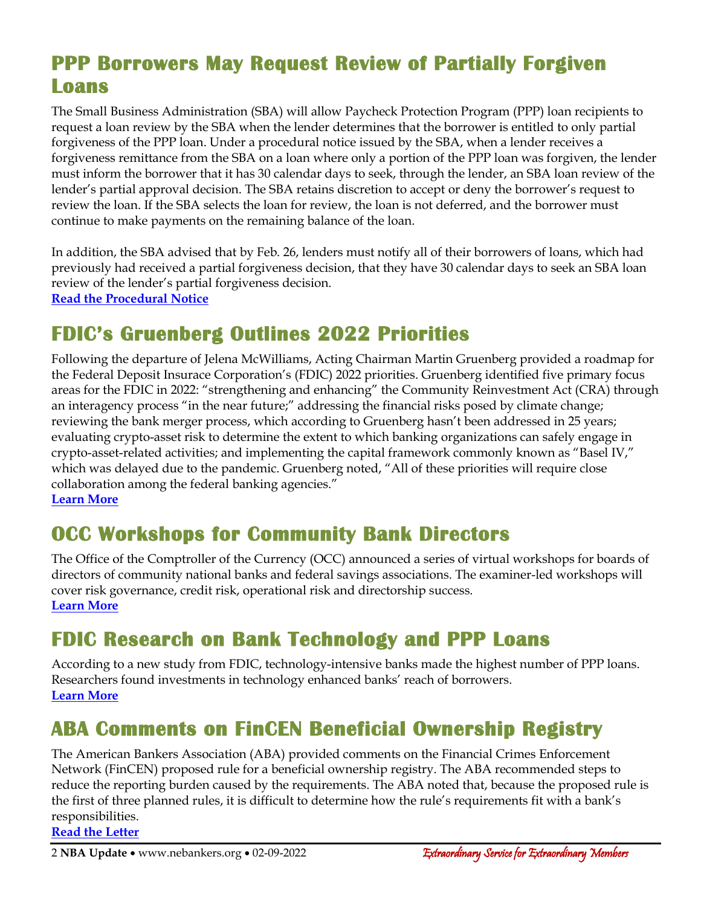## PPP Borrowers May Request Review of Partially Forgiven Loans

The Small Business Administration (SBA) will allow Paycheck Protection Program (PPP) loan recipients to request a loan review by the SBA when the lender determines that the borrower is entitled to only partial forgiveness of the PPP loan. Under a procedural notice issued by the SBA, when a lender receives a forgiveness remittance from the SBA on a loan where only a portion of the PPP loan was forgiven, the lender must inform the borrower that it has 30 calendar days to seek, through the lender, an SBA loan review of the lender's partial approval decision. The SBA retains discretion to accept or deny the borrower's request to review the loan. If the SBA selects the loan for review, the loan is not deferred, and the borrower must continue to make payments on the remaining balance of the loan.

In addition, the SBA advised that by Feb. 26, lenders must notify all of their borrowers of loans, which had previously had received a partial forgiveness decision, that they have 30 calendar days to seek an SBA loan review of the lender's partial forgiveness decision.
**Read the Procedural Notice**

## FDIC's Gruenberg Outlines 2022 Priorities

Following the departure of Jelena McWilliams, Acting Chairman Martin Gruenberg provided a roadmap for the Federal Deposit Insurace Corporation's (FDIC) 2022 priorities. Gruenberg identified five primary focus areas for the FDIC in 2022: "strengthening and enhancing" the Community Reinvestment Act (CRA) through an interagency process "in the near future;" addressing the financial risks posed by climate change; reviewing the bank merger process, which according to Gruenberg hasn't been addressed in 25 years; evaluating crypto-asset risk to determine the extent to which banking organizations can safely engage in crypto-asset-related activities; and implementing the capital framework commonly known as "Basel IV," which was delayed due to the pandemic. Gruenberg noted, "All of these priorities will require close collaboration among the federal banking agencies."
**Learn More**

## OCC Workshops for Community Bank Directors

The Office of the Comptroller of the Currency (OCC) announced a series of virtual workshops for boards of directors of community national banks and federal savings associations. The examiner-led workshops will cover risk governance, credit risk, operational risk and directorship success.
**Learn More**

## FDIC Research on Bank Technology and PPP Loans

According to a new study from FDIC, technology-intensive banks made the highest number of PPP loans. Researchers found investments in technology enhanced banks' reach of borrowers.
**Learn More**

## ABA Comments on FinCEN Beneficial Ownership Registry

The American Bankers Association (ABA) provided comments on the Financial Crimes Enforcement Network (FinCEN) proposed rule for a beneficial ownership registry. The ABA recommended steps to reduce the reporting burden caused by the requirements. The ABA noted that, because the proposed rule is the first of three planned rules, it is difficult to determine how the rule's requirements fit with a bank's responsibilities.
**Read the Letter**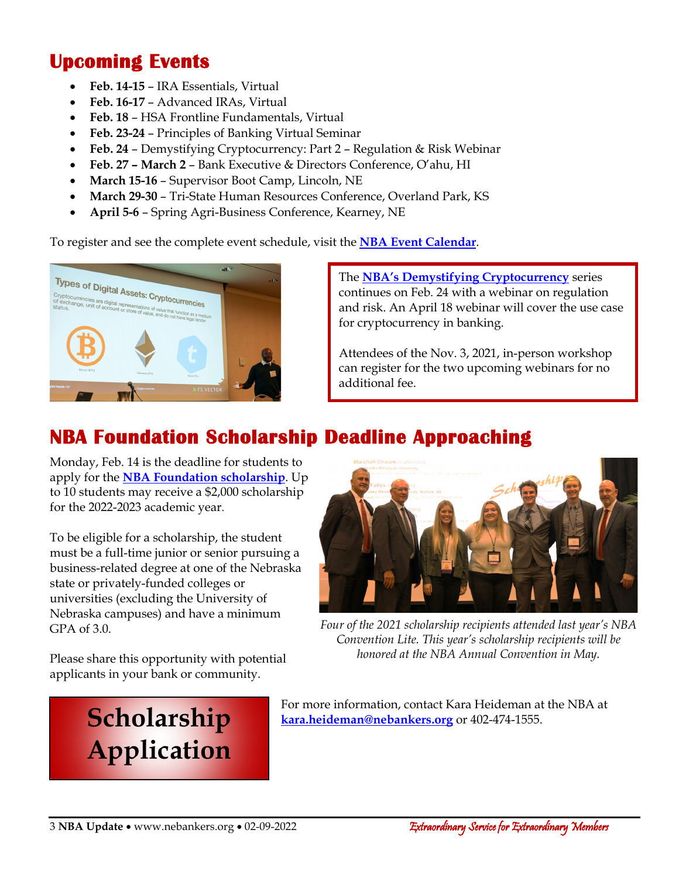## Upcoming Events

- **Feb. 14-15** – IRA Essentials, Virtual
- **Feb. 16-17** – Advanced IRAs, Virtual
- **Feb. 18** – HSA Frontline Fundamentals, Virtual
- **Feb. 23-24** – Principles of Banking Virtual Seminar
- **Feb. 24** – Demystifying Cryptocurrency: Part 2 – Regulation & Risk Webinar
- **Feb. 27 – March 2** – Bank Executive & Directors Conference, O'ahu, HI
- **March 15-16** – Supervisor Boot Camp, Lincoln, NE
- **March 29-30** – Tri-State Human Resources Conference, Overland Park, KS
- **April 5-6** – Spring Agri-Business Conference, Kearney, NE

To register and see the complete event schedule, visit the **NBA Event Calendar**.

The **NBA's Demystifying Cryptocurrency** series continues on Feb. 24 with a webinar on regulation and risk. An April 18 webinar will cover the use case for cryptocurrency in banking.

Attendees of the Nov. 3, 2021, in-person workshop can register for the two upcoming webinars for no additional fee.

## NBA Foundation Scholarship Deadline Approaching

Monday, Feb. 14 is the deadline for students to apply for the **NBA Foundation scholarship**. Up to 10 students may receive a $2,000 scholarship for the 2022-2023 academic year.

To be eligible for a scholarship, the student must be a full-time junior or senior pursuing a business-related degree at one of the Nebraska state or privately-funded colleges or universities (excluding the University of Nebraska campuses) and have a minimum GPA of 3.0.

Please share this opportunity with potential applicants in your bank or community.

*Four of the 2021 scholarship recipients attended last year's NBA Convention Lite. This year's scholarship recipients will be honored at the NBA Annual Convention in May.*

**Scholarship Application**

For more information, contact Kara Heideman at the NBA at **kara.heideman@nebankers.org** or 402-474-1555.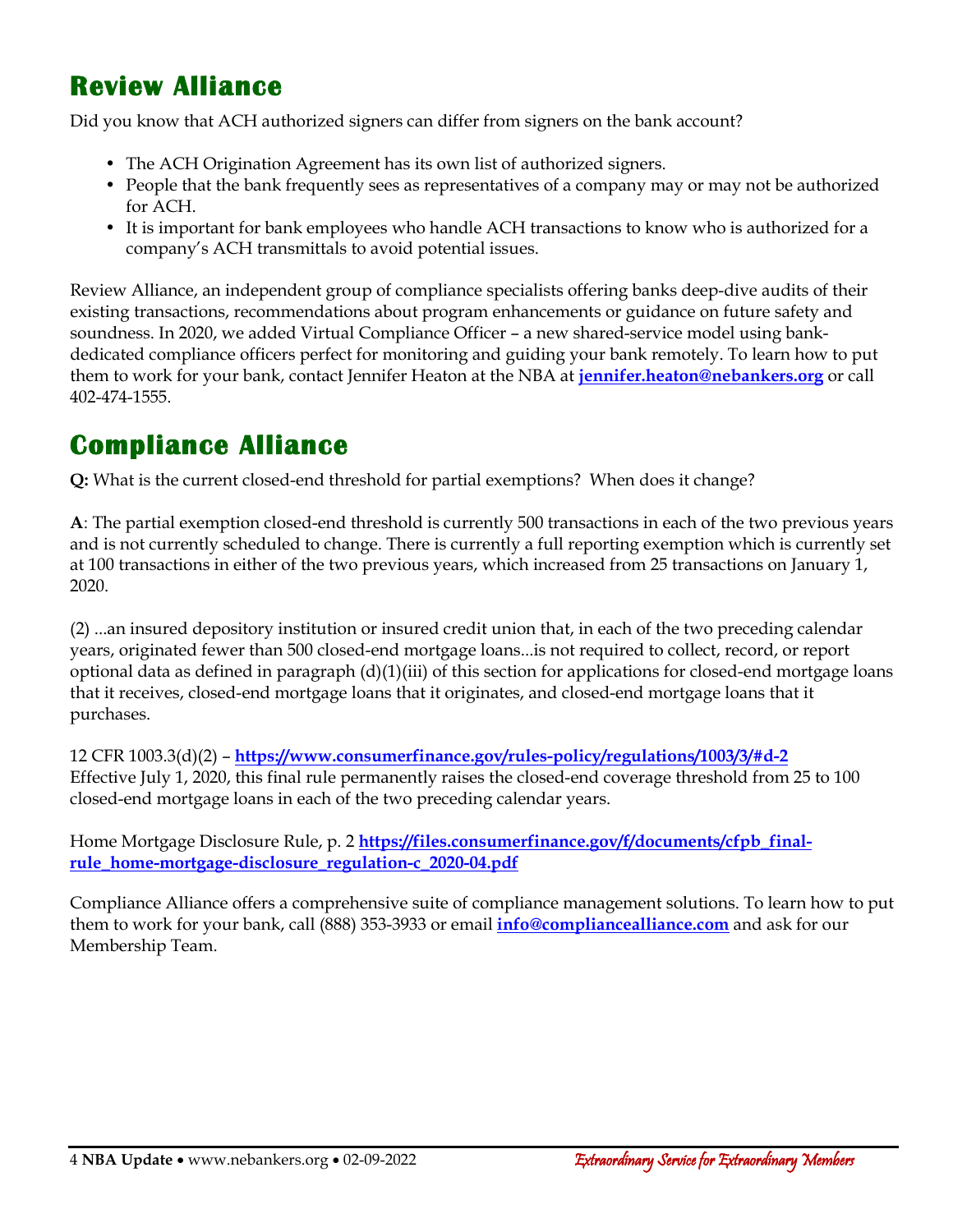## Review Alliance

Did you know that ACH authorized signers can differ from signers on the bank account?

- The ACH Origination Agreement has its own list of authorized signers.
- People that the bank frequently sees as representatives of a company may or may not be authorized for ACH.
- It is important for bank employees who handle ACH transactions to know who is authorized for a company's ACH transmittals to avoid potential issues.

Review Alliance, an independent group of compliance specialists offering banks deep-dive audits of their existing transactions, recommendations about program enhancements or guidance on future safety and soundness. In 2020, we added Virtual Compliance Officer – a new shared-service model using bank-dedicated compliance officers perfect for monitoring and guiding your bank remotely. To learn how to put them to work for your bank, contact Jennifer Heaton at the NBA at **jennifer.heaton@nebankers.org** or call 402-474-1555.

## Compliance Alliance

**Q:** What is the current closed-end threshold for partial exemptions? When does it change?

**A**: The partial exemption closed-end threshold is currently 500 transactions in each of the two previous years and is not currently scheduled to change. There is currently a full reporting exemption which is currently set at 100 transactions in either of the two previous years, which increased from 25 transactions on January 1, 2020.

(2) ...an insured depository institution or insured credit union that, in each of the two preceding calendar years, originated fewer than 500 closed-end mortgage loans...is not required to collect, record, or report optional data as defined in paragraph (d)(1)(iii) of this section for applications for closed-end mortgage loans that it receives, closed-end mortgage loans that it originates, and closed-end mortgage loans that it purchases.

12 CFR 1003.3(d)(2) – **https://www.consumerfinance.gov/rules-policy/regulations/1003/3/#d-2**
Effective July 1, 2020, this final rule permanently raises the closed-end coverage threshold from 25 to 100 closed-end mortgage loans in each of the two preceding calendar years.

Home Mortgage Disclosure Rule, p. 2 **https://files.consumerfinance.gov/f/documents/cfpb_final-rule_home-mortgage-disclosure_regulation-c_2020-04.pdf**

Compliance Alliance offers a comprehensive suite of compliance management solutions. To learn how to put them to work for your bank, call (888) 353-3933 or email **info@compliancealliance.com** and ask for our Membership Team.